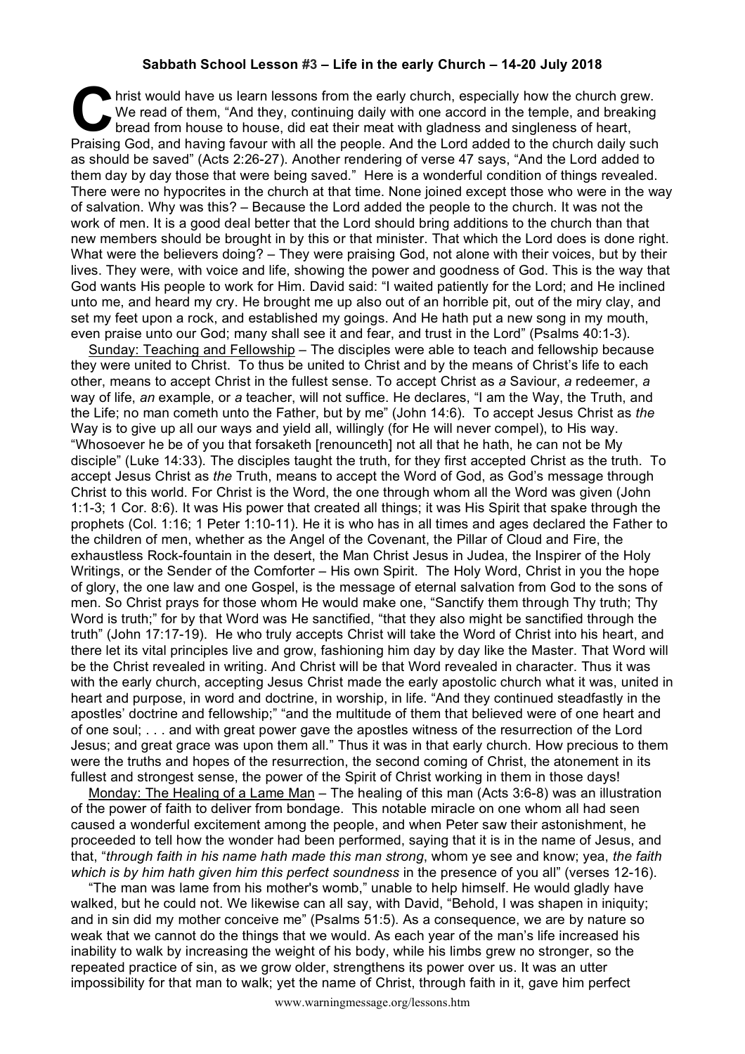**Sabbath School Lesson #3 – Life in the early Church – 14-20 July 2018**

Christ would have us learn lessons from the early church, especially how the church grew. We read of them, "And they, continuing daily with one accord in the temple, and breaking bread from house to house, did eat their meat with gladness and singleness of heart, Praising God, and having favour with all the people. And the Lord added to the church daily such as should be saved" (Acts 2:26-27). Another rendering of verse 47 says, "And the Lord added to them day by day those that were being saved." Here is a wonderful condition of things revealed. There were no hypocrites in the church at that time. None joined except those who were in the way of salvation. Why was this? – Because the Lord added the people to the church. It was not the work of men. It is a good deal better that the Lord should bring additions to the church than that new members should be brought in by this or that minister. That which the Lord does is done right. What were the believers doing? – They were praising God, not alone with their voices, but by their lives. They were, with voice and life, showing the power and goodness of God. This is the way that God wants His people to work for Him. David said: "I waited patiently for the Lord; and He inclined unto me, and heard my cry. He brought me up also out of an horrible pit, out of the miry clay, and set my feet upon a rock, and established my goings. And He hath put a new song in my mouth, even praise unto our God; many shall see it and fear, and trust in the Lord" (Psalms 40:1-3).

Sunday: Teaching and Fellowship – The disciples were able to teach and fellowship because they were united to Christ. To thus be united to Christ and by the means of Christ's life to each other, means to accept Christ in the fullest sense. To accept Christ as *a* Saviour, *a* redeemer, *a* way of life, *an* example, or *a* teacher, will not suffice. He declares, "I am the Way, the Truth, and the Life; no man cometh unto the Father, but by me" (John 14:6). To accept Jesus Christ as *the* Way is to give up all our ways and yield all, willingly (for He will never compel), to His way. "Whosoever he be of you that forsaketh [renounceth] not all that he hath, he can not be My disciple" (Luke 14:33). The disciples taught the truth, for they first accepted Christ as the truth. To accept Jesus Christ as *the* Truth, means to accept the Word of God, as God's message through Christ to this world. For Christ is the Word, the one through whom all the Word was given (John 1:1-3; 1 Cor. 8:6). It was His power that created all things; it was His Spirit that spake through the prophets (Col. 1:16; 1 Peter 1:10-11). He it is who has in all times and ages declared the Father to the children of men, whether as the Angel of the Covenant, the Pillar of Cloud and Fire, the exhaustless Rock-fountain in the desert, the Man Christ Jesus in Judea, the Inspirer of the Holy Writings, or the Sender of the Comforter – His own Spirit. The Holy Word, Christ in you the hope of glory, the one law and one Gospel, is the message of eternal salvation from God to the sons of men. So Christ prays for those whom He would make one, "Sanctify them through Thy truth; Thy Word is truth;" for by that Word was He sanctified, "that they also might be sanctified through the truth" (John 17:17-19). He who truly accepts Christ will take the Word of Christ into his heart, and there let its vital principles live and grow, fashioning him day by day like the Master. That Word will be the Christ revealed in writing. And Christ will be that Word revealed in character. Thus it was with the early church, accepting Jesus Christ made the early apostolic church what it was, united in heart and purpose, in word and doctrine, in worship, in life. "And they continued steadfastly in the apostles' doctrine and fellowship;" "and the multitude of them that believed were of one heart and of one soul; . . . and with great power gave the apostles witness of the resurrection of the Lord Jesus; and great grace was upon them all." Thus it was in that early church. How precious to them were the truths and hopes of the resurrection, the second coming of Christ, the atonement in its fullest and strongest sense, the power of the Spirit of Christ working in them in those days!

Monday: The Healing of a Lame Man – The healing of this man (Acts 3:6-8) was an illustration of the power of faith to deliver from bondage. This notable miracle on one whom all had seen caused a wonderful excitement among the people, and when Peter saw their astonishment, he proceeded to tell how the wonder had been performed, saying that it is in the name of Jesus, and that, "*through faith in his name hath made this man strong*, whom ye see and know; yea, *the faith which is by him hath given him this perfect soundness* in the presence of you all" (verses 12-16).

"The man was lame from his mother's womb," unable to help himself. He would gladly have walked, but he could not. We likewise can all say, with David, "Behold, I was shapen in iniquity; and in sin did my mother conceive me" (Psalms 51:5). As a consequence, we are by nature so weak that we cannot do the things that we would. As each year of the man's life increased his inability to walk by increasing the weight of his body, while his limbs grew no stronger, so the repeated practice of sin, as we grow older, strengthens its power over us. It was an utter impossibility for that man to walk; yet the name of Christ, through faith in it, gave him perfect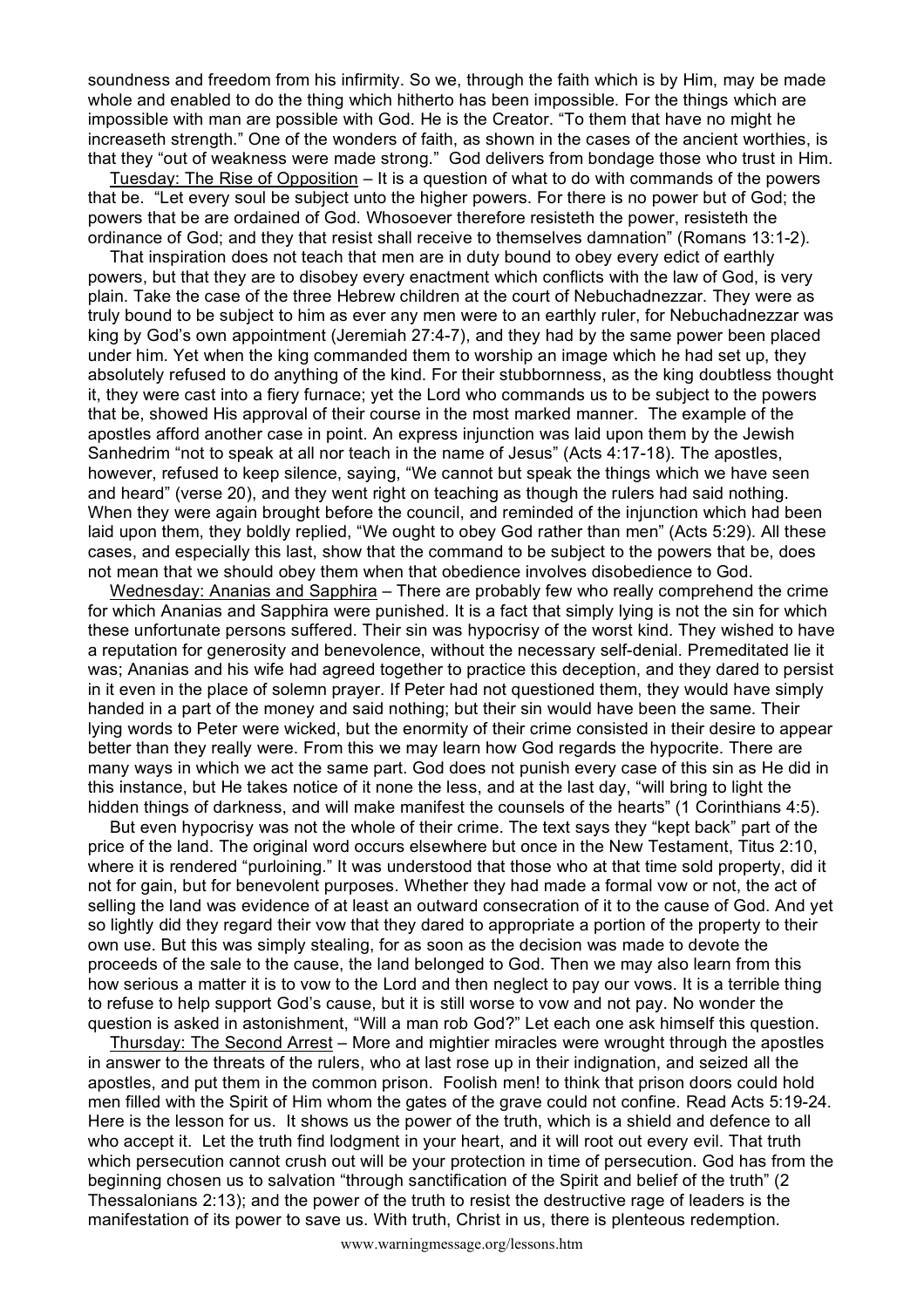soundness and freedom from his infirmity. So we, through the faith which is by Him, may be made whole and enabled to do the thing which hitherto has been impossible. For the things which are impossible with man are possible with God. He is the Creator. "To them that have no might he increaseth strength." One of the wonders of faith, as shown in the cases of the ancient worthies, is that they "out of weakness were made strong." God delivers from bondage those who trust in Him.

<u>Tuesday: The Rise of Opposition</u> – It is a question of what to do with commands of the powers that be. "Let every soul be subject unto the higher powers. For there is no power but of God; the powers that be are ordained of God. Whosoever therefore resisteth the power, resisteth the ordinance of God; and they that resist shall receive to themselves damnation" (Romans 13:1-2).

That inspiration does not teach that men are in duty bound to obey every edict of earthly powers, but that they are to disobey every enactment which conflicts with the law of God, is very plain. Take the case of the three Hebrew children at the court of Nebuchadnezzar. They were as truly bound to be subject to him as ever any men were to an earthly ruler, for Nebuchadnezzar was king by God's own appointment (Jeremiah 27:4-7), and they had by the same power been placed under him. Yet when the king commanded them to worship an image which he had set up, they absolutely refused to do anything of the kind. For their stubbornness, as the king doubtless thought it, they were cast into a fiery furnace; yet the Lord who commands us to be subject to the powers that be, showed His approval of their course in the most marked manner. The example of the apostles afford another case in point. An express injunction was laid upon them by the Jewish Sanhedrim "not to speak at all nor teach in the name of Jesus" (Acts 4:17-18). The apostles, however, refused to keep silence, saying, "We cannot but speak the things which we have seen and heard" (verse 20), and they went right on teaching as though the rulers had said nothing. When they were again brought before the council, and reminded of the injunction which had been laid upon them, they boldly replied, "We ought to obey God rather than men" (Acts 5:29). All these cases, and especially this last, show that the command to be subject to the powers that be, does not mean that we should obey them when that obedience involves disobedience to God.

<u>Wednesday: Ananias and Sapphira</u> – There are probably few who really comprehend the crime for which Ananias and Sapphira were punished. It is a fact that simply lying is not the sin for which these unfortunate persons suffered. Their sin was hypocrisy of the worst kind. They wished to have a reputation for generosity and benevolence, without the necessary self-denial. Premeditated lie it was; Ananias and his wife had agreed together to practice this deception, and they dared to persist in it even in the place of solemn prayer. If Peter had not questioned them, they would have simply handed in a part of the money and said nothing; but their sin would have been the same. Their lying words to Peter were wicked, but the enormity of their crime consisted in their desire to appear better than they really were. From this we may learn how God regards the hypocrite. There are many ways in which we act the same part. God does not punish every case of this sin as He did in this instance, but He takes notice of it none the less, and at the last day, "will bring to light the hidden things of darkness, and will make manifest the counsels of the hearts" (1 Corinthians 4:5).

But even hypocrisy was not the whole of their crime. The text says they "kept back" part of the price of the land. The original word occurs elsewhere but once in the New Testament, Titus 2:10, where it is rendered "purloining." It was understood that those who at that time sold property, did it not for gain, but for benevolent purposes. Whether they had made a formal vow or not, the act of selling the land was evidence of at least an outward consecration of it to the cause of God. And yet so lightly did they regard their vow that they dared to appropriate a portion of the property to their own use. But this was simply stealing, for as soon as the decision was made to devote the proceeds of the sale to the cause, the land belonged to God. Then we may also learn from this how serious a matter it is to vow to the Lord and then neglect to pay our vows. It is a terrible thing to refuse to help support God's cause, but it is still worse to vow and not pay. No wonder the question is asked in astonishment, "Will a man rob God?" Let each one ask himself this question.

<u>Thursday: The Second Arrest</u> – More and mightier miracles were wrought through the apostles in answer to the threats of the rulers, who at last rose up in their indignation, and seized all the apostles, and put them in the common prison. Foolish men! to think that prison doors could hold men filled with the Spirit of Him whom the gates of the grave could not confine. Read Acts 5:19-24. Here is the lesson for us. It shows us the power of the truth, which is a shield and defence to all who accept it. Let the truth find lodgment in your heart, and it will root out every evil. That truth which persecution cannot crush out will be your protection in time of persecution. God has from the beginning chosen us to salvation "through sanctification of the Spirit and belief of the truth" (2 Thessalonians 2:13); and the power of the truth to resist the destructive rage of leaders is the manifestation of its power to save us. With truth, Christ in us, there is plenteous redemption.